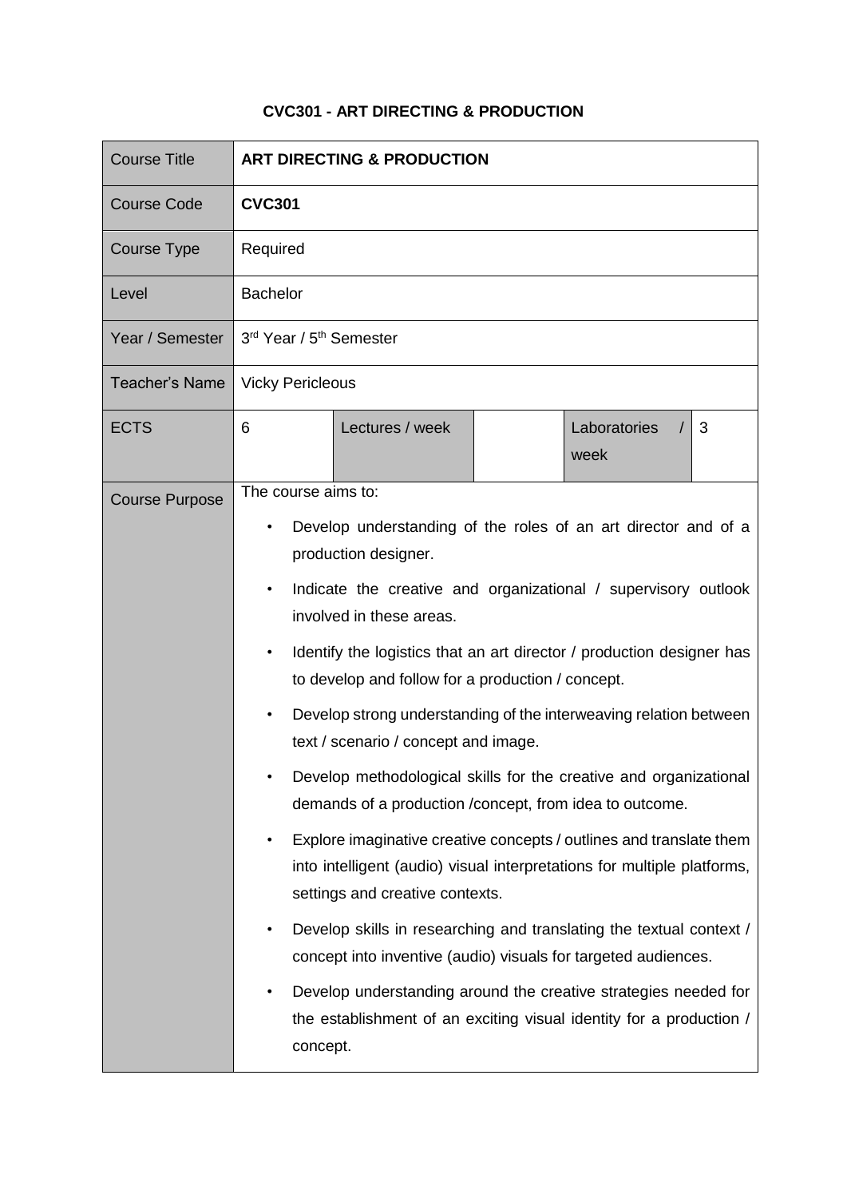**CVC301 - ART DIRECTING & PRODUCTION**

| Course Title | **ART DIRECTING & PRODUCTION** | | | | |
|---|---|---|---|---|---|
| Course Code | **CVC301** | | | | |
| Course Type | Required | | | | |
| Level | Bachelor | | | | |
| Year / Semester | 3rd Year / 5th Semester | | | | |
| Teacher's Name | Vicky Pericleous | | | | |
| ECTS | 6 | Lectures / week | | Laboratories / week | 3 |
| Course Purpose | The course aims to:<br>• Develop understanding of the roles of an art director and of a production designer.<br>• Indicate the creative and organizational / supervisory outlook involved in these areas.<br>• Identify the logistics that an art director / production designer has to develop and follow for a production / concept.<br>• Develop strong understanding of the interweaving relation between text / scenario / concept and image.<br>• Develop methodological skills for the creative and organizational demands of a production /concept, from idea to outcome.<br>• Explore imaginative creative concepts / outlines and translate them into intelligent (audio) visual interpretations for multiple platforms, settings and creative contexts.<br>• Develop skills in researching and translating the textual context / concept into inventive (audio) visuals for targeted audiences.<br>• Develop understanding around the creative strategies needed for the establishment of an exciting visual identity for a production / concept. | | | | |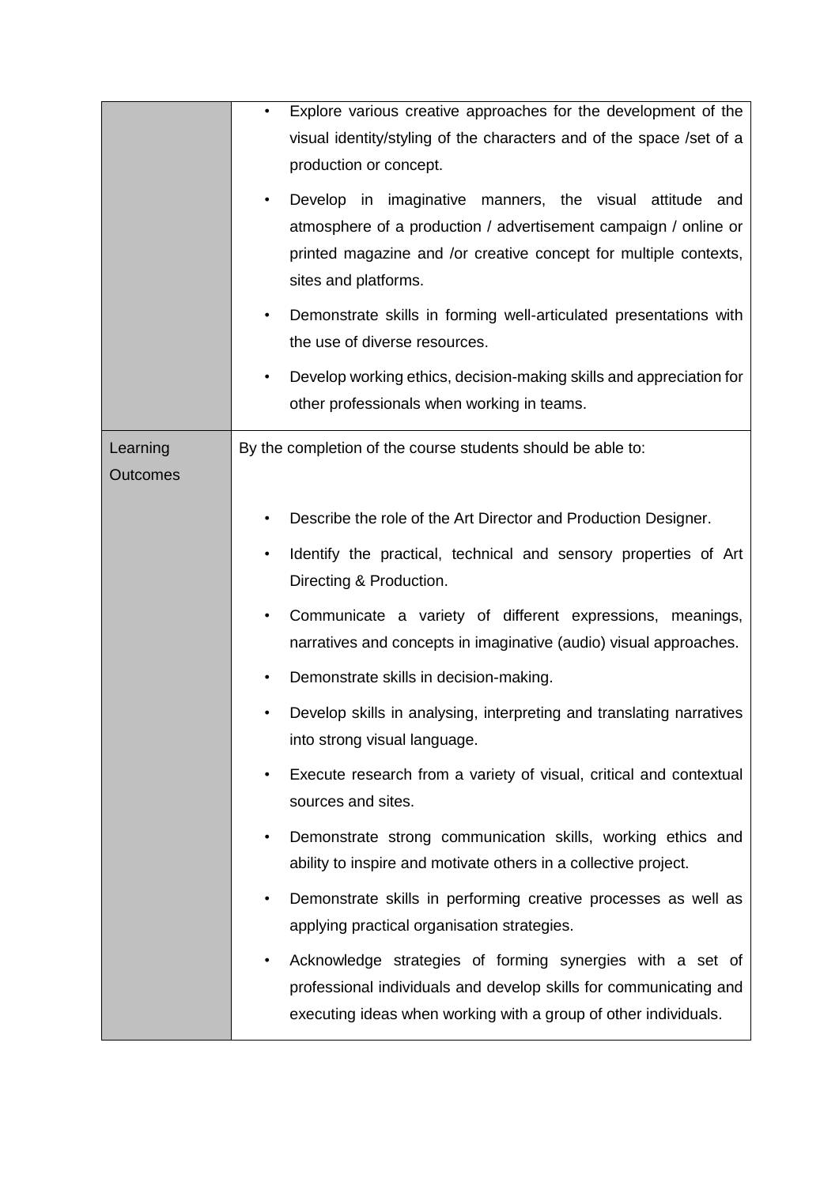| | |
|---|---|
| | • Explore various creative approaches for the development of the visual identity/styling of the characters and of the space /set of a production or concept.<br>• Develop in imaginative manners, the visual attitude and atmosphere of a production / advertisement campaign / online or printed magazine and /or creative concept for multiple contexts, sites and platforms.<br>• Demonstrate skills in forming well-articulated presentations with the use of diverse resources.<br>• Develop working ethics, decision-making skills and appreciation for other professionals when working in teams. |
| Learning Outcomes | By the completion of the course students should be able to:<br><br>• Describe the role of the Art Director and Production Designer.<br>• Identify the practical, technical and sensory properties of Art Directing & Production.<br>• Communicate a variety of different expressions, meanings, narratives and concepts in imaginative (audio) visual approaches.<br>• Demonstrate skills in decision-making.<br>• Develop skills in analysing, interpreting and translating narratives into strong visual language.<br>• Execute research from a variety of visual, critical and contextual sources and sites.<br>• Demonstrate strong communication skills, working ethics and ability to inspire and motivate others in a collective project.<br>• Demonstrate skills in performing creative processes as well as applying practical organisation strategies.<br>• Acknowledge strategies of forming synergies with a set of professional individuals and develop skills for communicating and executing ideas when working with a group of other individuals. |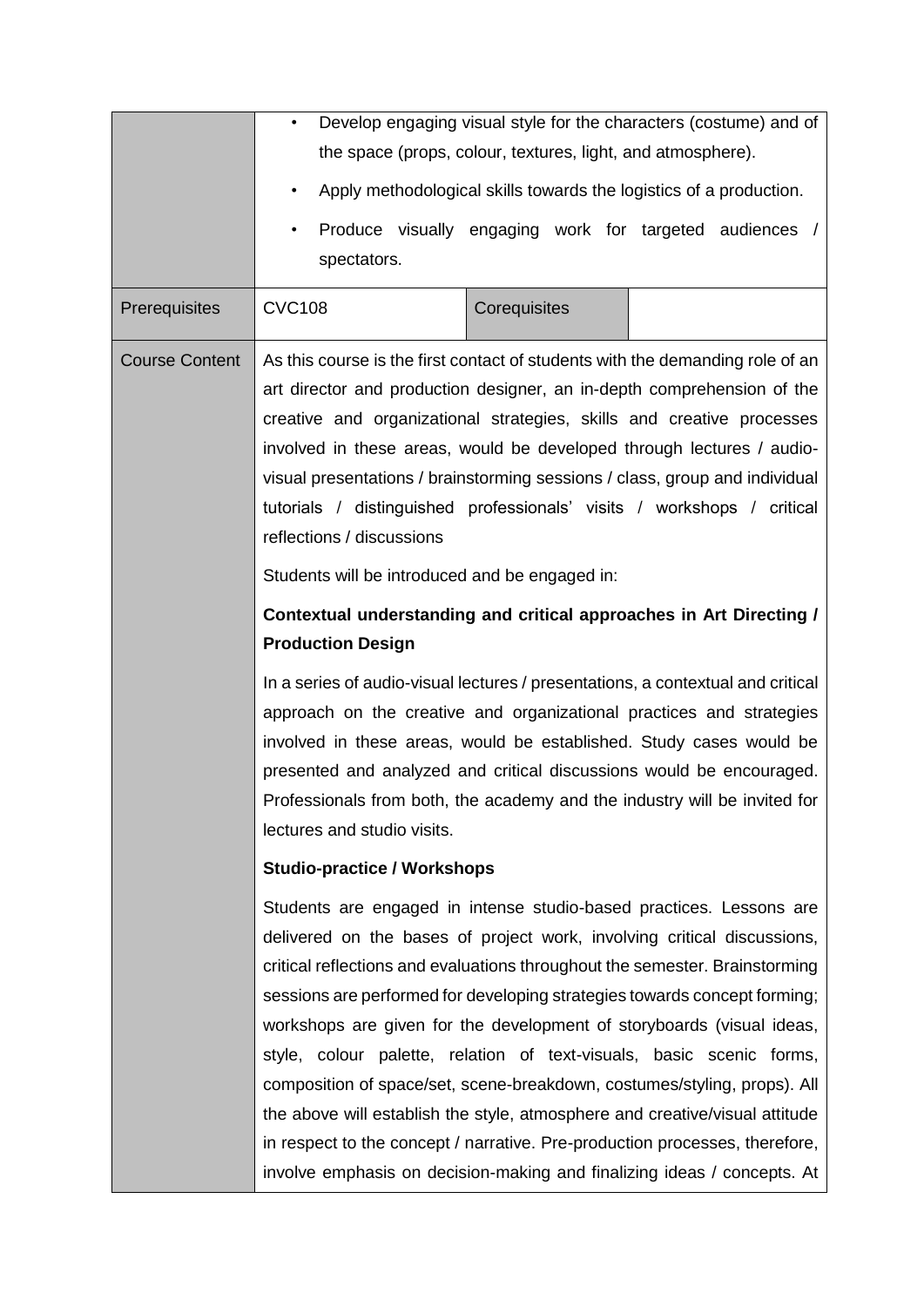| | | | |
|---|---|---|---|
| | • Develop engaging visual style for the characters (costume) and of the space (props, colour, textures, light, and atmosphere).<br>• Apply methodological skills towards the logistics of a production.<br>• Produce visually engaging work for targeted audiences / spectators. | | |
| Prerequisites | CVC108 | Corequisites | |
| Course Content | As this course is the first contact of students with the demanding role of an art director and production designer, an in-depth comprehension of the creative and organizational strategies, skills and creative processes involved in these areas, would be developed through lectures / audio-visual presentations / brainstorming sessions / class, group and individual tutorials / distinguished professionals' visits / workshops / critical reflections / discussions<br><br>Students will be introduced and be engaged in:<br><br>**Contextual understanding and critical approaches in Art Directing / Production Design**<br><br>In a series of audio-visual lectures / presentations, a contextual and critical approach on the creative and organizational practices and strategies involved in these areas, would be established. Study cases would be presented and analyzed and critical discussions would be encouraged. Professionals from both, the academy and the industry will be invited for lectures and studio visits.<br><br>**Studio-practice / Workshops**<br><br>Students are engaged in intense studio-based practices. Lessons are delivered on the bases of project work, involving critical discussions, critical reflections and evaluations throughout the semester. Brainstorming sessions are performed for developing strategies towards concept forming; workshops are given for the development of storyboards (visual ideas, style, colour palette, relation of text-visuals, basic scenic forms, composition of space/set, scene-breakdown, costumes/styling, props). All the above will establish the style, atmosphere and creative/visual attitude in respect to the concept / narrative. Pre-production processes, therefore, involve emphasis on decision-making and finalizing ideas / concepts. At | | |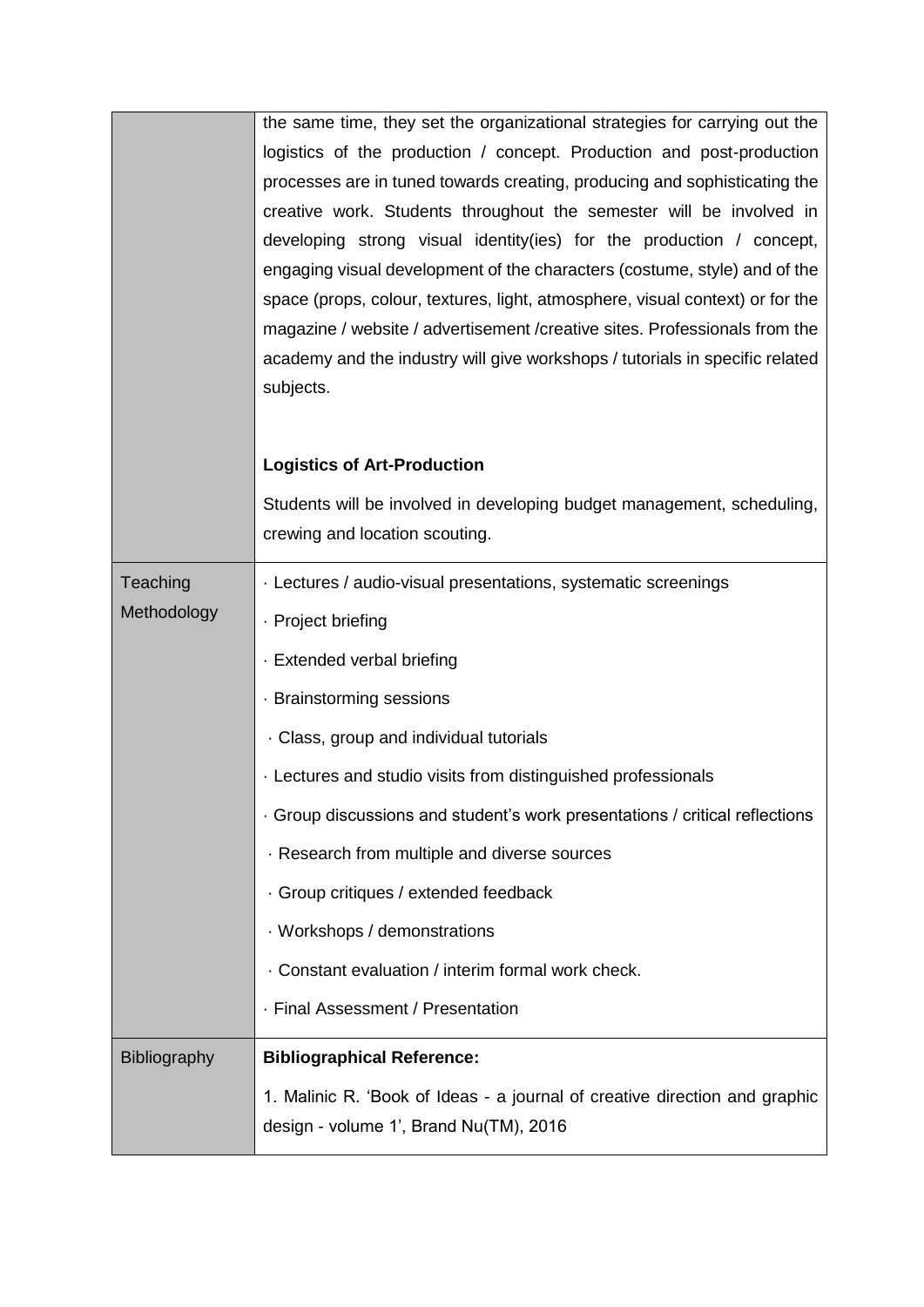| | |
|---|---|
| | the same time, they set the organizational strategies for carrying out the logistics of the production / concept. Production and post-production processes are in tuned towards creating, producing and sophisticating the creative work. Students throughout the semester will be involved in developing strong visual identity(ies) for the production / concept, engaging visual development of the characters (costume, style) and of the space (props, colour, textures, light, atmosphere, visual context) or for the magazine / website / advertisement /creative sites. Professionals from the academy and the industry will give workshops / tutorials in specific related subjects.<br><br>**Logistics of Art-Production**<br><br>Students will be involved in developing budget management, scheduling, crewing and location scouting. |
| Teaching Methodology | · Lectures / audio-visual presentations, systematic screenings<br>· Project briefing<br>· Extended verbal briefing<br>· Brainstorming sessions<br>· Class, group and individual tutorials<br>· Lectures and studio visits from distinguished professionals<br>· Group discussions and student's work presentations / critical reflections<br>· Research from multiple and diverse sources<br>· Group critiques / extended feedback<br>· Workshops / demonstrations<br>· Constant evaluation / interim formal work check.<br>· Final Assessment / Presentation |
| Bibliography | **Bibliographical Reference:**<br><br>1. Malinic R. 'Book of Ideas - a journal of creative direction and graphic design - volume 1', Brand Nu(TM), 2016 |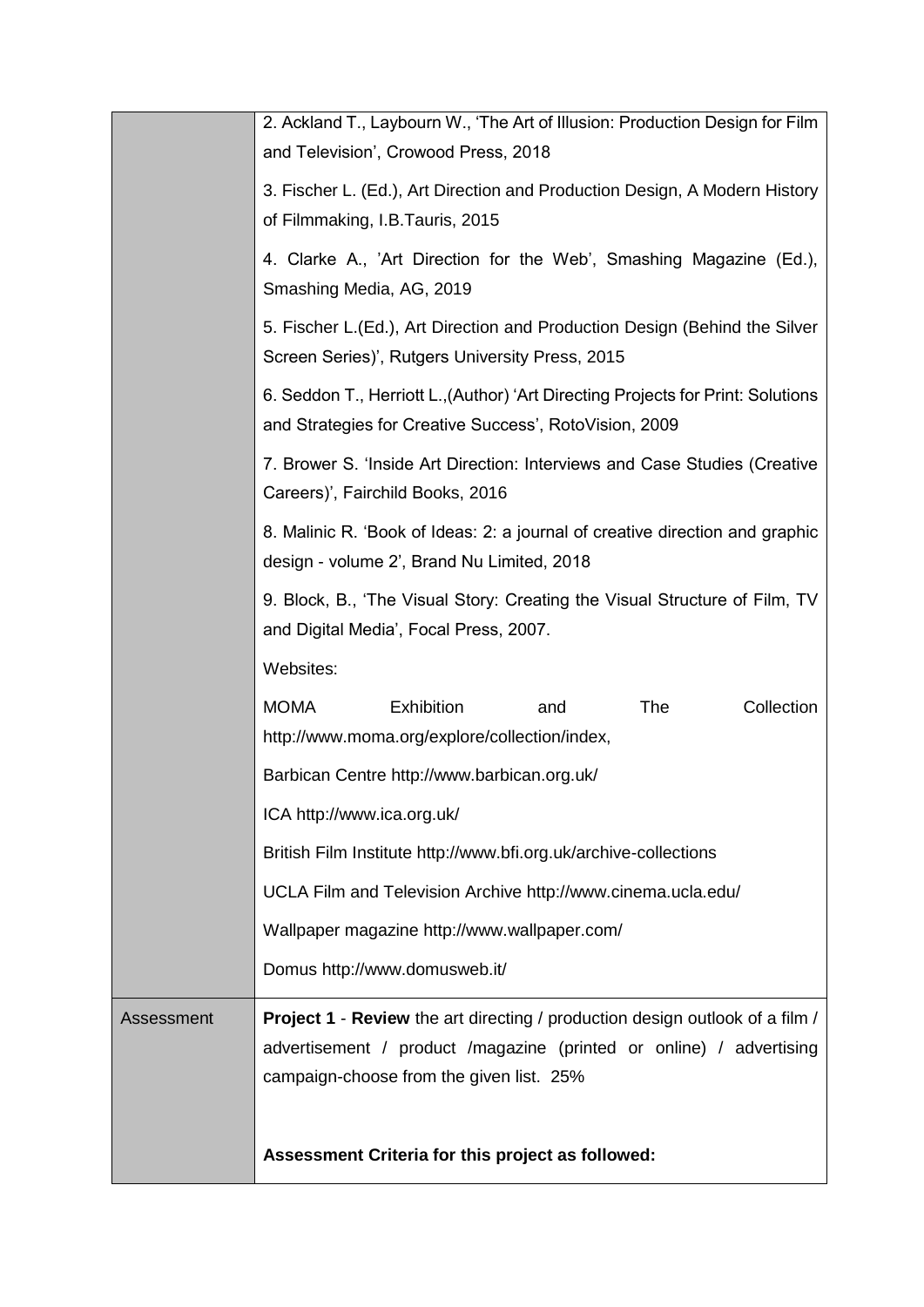| | |
|---|---|
| | 2. Ackland T., Laybourn W., 'The Art of Illusion: Production Design for Film and Television', Crowood Press, 2018<br><br>3. Fischer L. (Ed.), Art Direction and Production Design, A Modern History of Filmmaking, I.B.Tauris, 2015<br><br>4. Clarke A., 'Art Direction for the Web', Smashing Magazine (Ed.), Smashing Media, AG, 2019<br><br>5. Fischer L.(Ed.), Art Direction and Production Design (Behind the Silver Screen Series)', Rutgers University Press, 2015<br><br>6. Seddon T., Herriott L.,(Author) 'Art Directing Projects for Print: Solutions and Strategies for Creative Success', RotoVision, 2009<br><br>7. Brower S. 'Inside Art Direction: Interviews and Case Studies (Creative Careers)', Fairchild Books, 2016<br><br>8. Malinic R. 'Book of Ideas: 2: a journal of creative direction and graphic design - volume 2', Brand Nu Limited, 2018<br><br>9. Block, B., 'The Visual Story: Creating the Visual Structure of Film, TV and Digital Media', Focal Press, 2007.<br><br>Websites:<br><br>MOMA Exhibition and The Collection http://www.moma.org/explore/collection/index,<br><br>Barbican Centre http://www.barbican.org.uk/<br><br>ICA http://www.ica.org.uk/<br><br>British Film Institute http://www.bfi.org.uk/archive-collections<br><br>UCLA Film and Television Archive http://www.cinema.ucla.edu/<br><br>Wallpaper magazine http://www.wallpaper.com/<br><br>Domus http://www.domusweb.it/ |
| Assessment | **Project 1** - **Review** the art directing / production design outlook of a film / advertisement / product /magazine (printed or online) / advertising campaign-choose from the given list. 25%<br><br>**Assessment Criteria for this project as followed:** |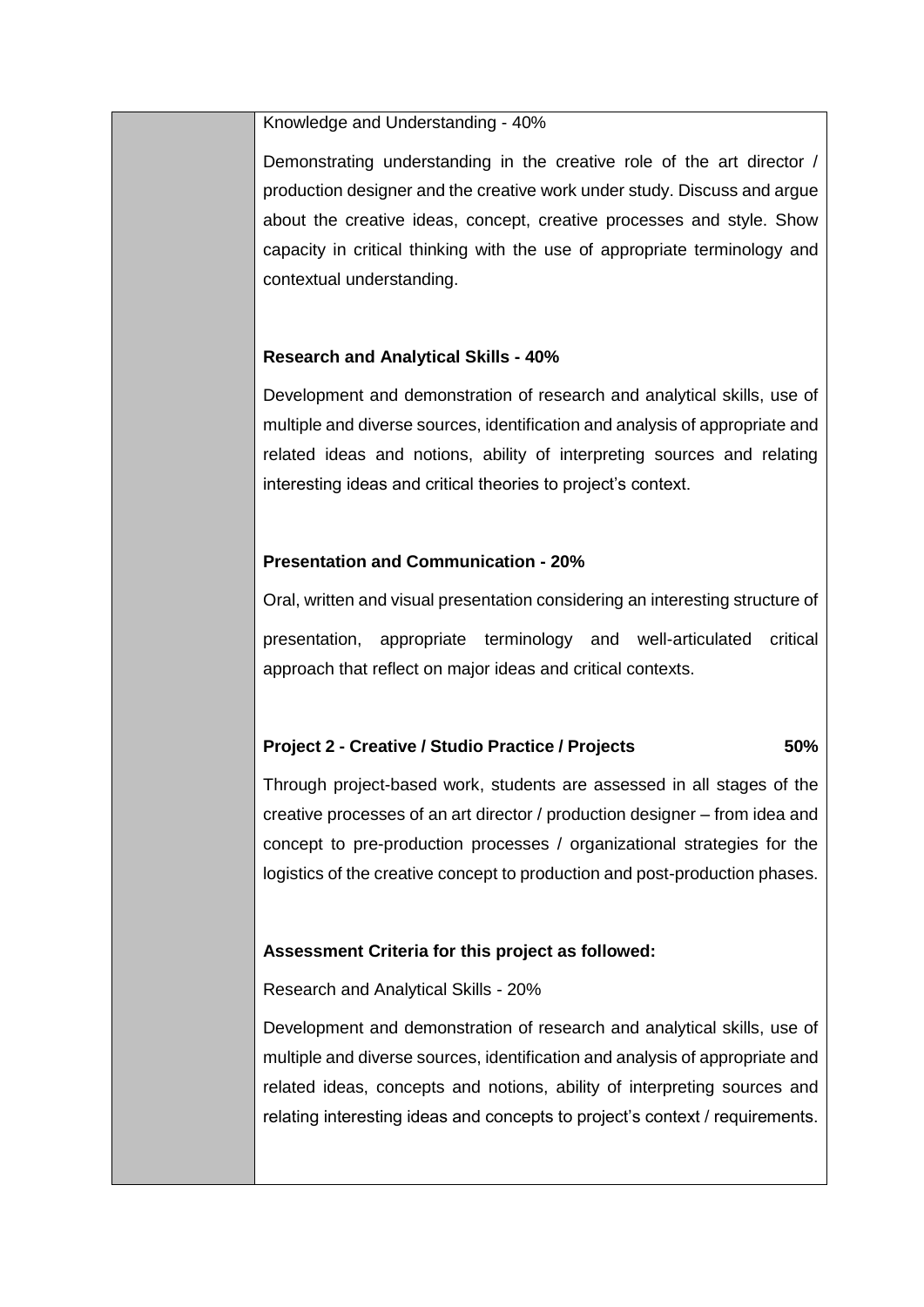| | |
|---|---|
| | Knowledge and Understanding - 40%<br><br>Demonstrating understanding in the creative role of the art director / production designer and the creative work under study. Discuss and argue about the creative ideas, concept, creative processes and style. Show capacity in critical thinking with the use of appropriate terminology and contextual understanding.<br><br>**Research and Analytical Skills - 40%**<br><br>Development and demonstration of research and analytical skills, use of multiple and diverse sources, identification and analysis of appropriate and related ideas and notions, ability of interpreting sources and relating interesting ideas and critical theories to project's context.<br><br>**Presentation and Communication - 20%**<br><br>Oral, written and visual presentation considering an interesting structure of presentation, appropriate terminology and well-articulated critical approach that reflect on major ideas and critical contexts.<br><br>**Project 2 - Creative / Studio Practice / Projects 50%**<br><br>Through project-based work, students are assessed in all stages of the creative processes of an art director / production designer – from idea and concept to pre-production processes / organizational strategies for the logistics of the creative concept to production and post-production phases.<br><br>**Assessment Criteria for this project as followed:**<br><br>Research and Analytical Skills - 20%<br><br>Development and demonstration of research and analytical skills, use of multiple and diverse sources, identification and analysis of appropriate and related ideas, concepts and notions, ability of interpreting sources and relating interesting ideas and concepts to project's context / requirements. |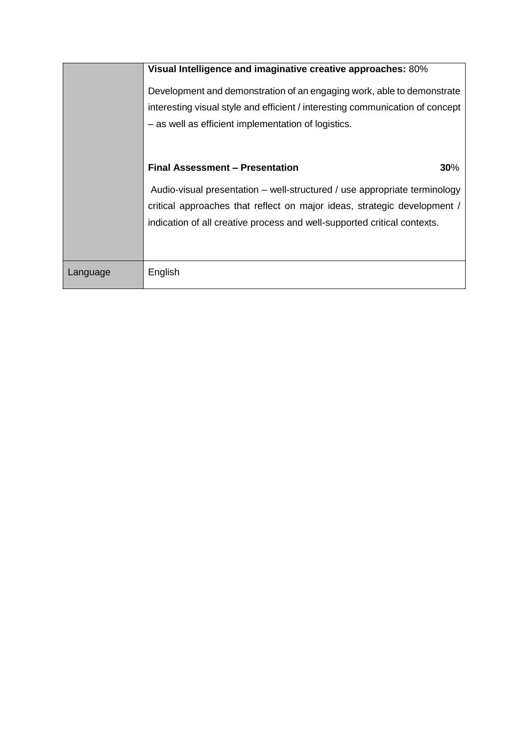| | |
|---|---|
| | **Visual Intelligence and imaginative creative approaches:** 80%<br><br>Development and demonstration of an engaging work, able to demonstrate interesting visual style and efficient / interesting communication of concept – as well as efficient implementation of logistics.<br><br>**Final Assessment – Presentation** **30**%<br><br>Audio-visual presentation – well-structured / use appropriate terminology critical approaches that reflect on major ideas, strategic development / indication of all creative process and well-supported critical contexts. |
| Language | English |